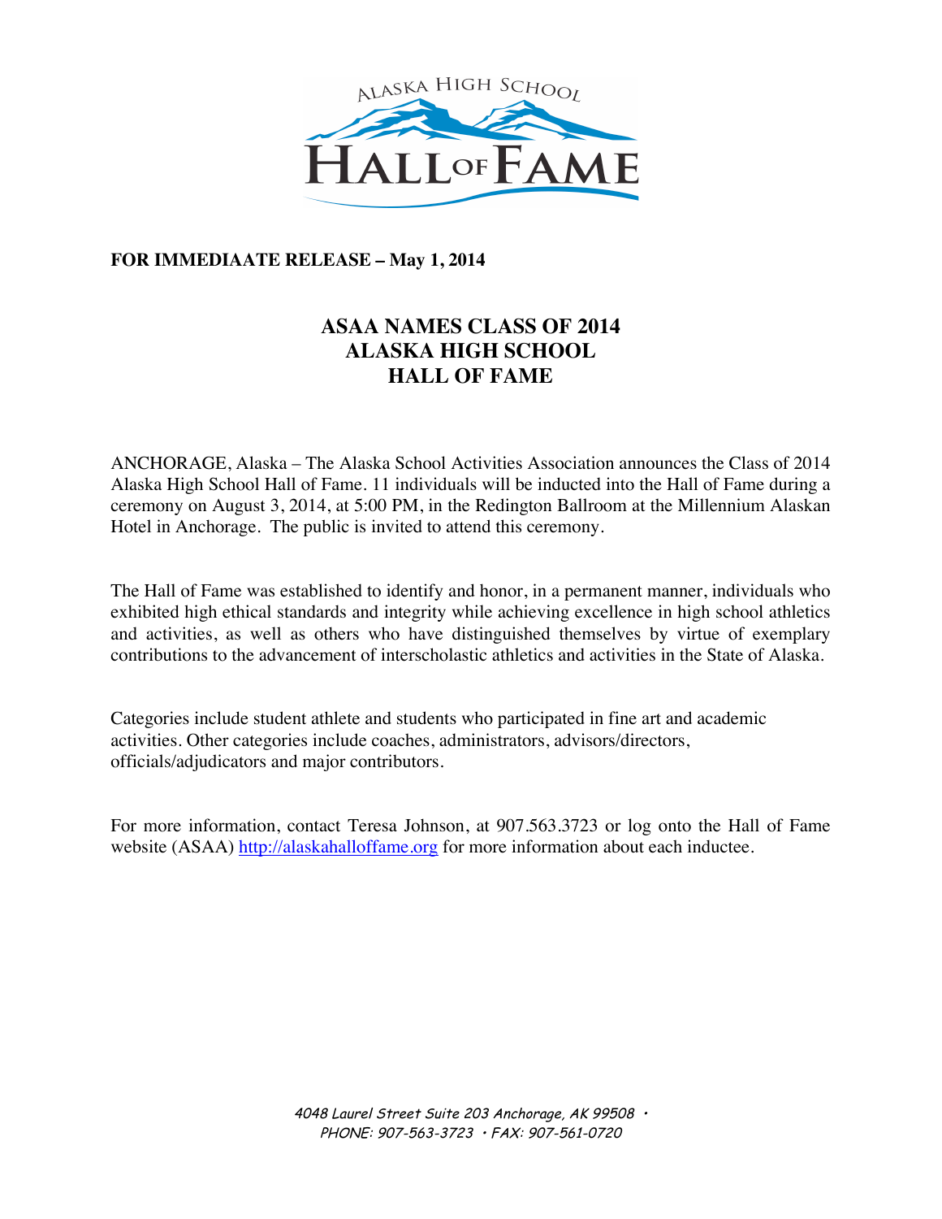ALASKA HIGH SCHOOL

HALL OF FAME

**FOR IMMEDIAATE RELEASE – May 1, 2014**

# ASAA NAMES CLASS OF 2014 ALASKA HIGH SCHOOL HALL OF FAME

ANCHORAGE, Alaska – The Alaska School Activities Association announces the Class of 2014 Alaska High School Hall of Fame. 11 individuals will be inducted into the Hall of Fame during a ceremony on August 3, 2014, at 5:00 PM, in the Redington Ballroom at the Millennium Alaskan Hotel in Anchorage. The public is invited to attend this ceremony.

The Hall of Fame was established to identify and honor, in a permanent manner, individuals who exhibited high ethical standards and integrity while achieving excellence in high school athletics and activities, as well as others who have distinguished themselves by virtue of exemplary contributions to the advancement of interscholastic athletics and activities in the State of Alaska.

Categories include student athlete and students who participated in fine art and academic activities. Other categories include coaches, administrators, advisors/directors, officials/adjudicators and major contributors.

For more information, contact Teresa Johnson, at 907.563.3723 or log onto the Hall of Fame website (ASAA) [http://alaskahalloffame.org](http://alaskahalloffame.org) for more information about each inductee.

*4048 Laurel Street Suite 203 Anchorage, AK 99508 • PHONE: 907-563-3723 • FAX: 907-561-0720*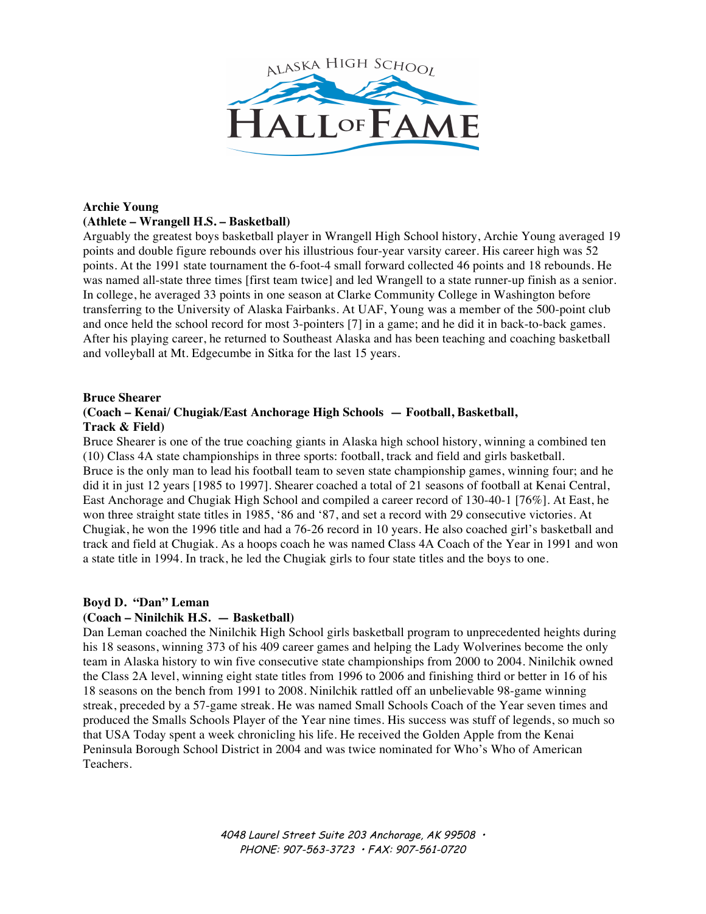**Archie Young**
**(Athlete – Wrangell H.S. – Basketball)**

Arguably the greatest boys basketball player in Wrangell High School history, Archie Young averaged 19 points and double figure rebounds over his illustrious four-year varsity career. His career high was 52 points. At the 1991 state tournament the 6-foot-4 small forward collected 46 points and 18 rebounds. He was named all-state three times [first team twice] and led Wrangell to a state runner-up finish as a senior. In college, he averaged 33 points in one season at Clarke Community College in Washington before transferring to the University of Alaska Fairbanks. At UAF, Young was a member of the 500-point club and once held the school record for most 3-pointers [7] in a game; and he did it in back-to-back games. After his playing career, he returned to Southeast Alaska and has been teaching and coaching basketball and volleyball at Mt. Edgecumbe in Sitka for the last 15 years.

**Bruce Shearer**
**(Coach – Kenai/ Chugiak/East Anchorage High Schools — Football, Basketball, Track & Field)**

Bruce Shearer is one of the true coaching giants in Alaska high school history, winning a combined ten (10) Class 4A state championships in three sports: football, track and field and girls basketball. Bruce is the only man to lead his football team to seven state championship games, winning four; and he did it in just 12 years [1985 to 1997]. Shearer coached a total of 21 seasons of football at Kenai Central, East Anchorage and Chugiak High School and compiled a career record of 130-40-1 [76%]. At East, he won three straight state titles in 1985, '86 and '87, and set a record with 29 consecutive victories. At Chugiak, he won the 1996 title and had a 76-26 record in 10 years. He also coached girl's basketball and track and field at Chugiak. As a hoops coach he was named Class 4A Coach of the Year in 1991 and won a state title in 1994. In track, he led the Chugiak girls to four state titles and the boys to one.

**Boyd D. "Dan" Leman**
**(Coach – Ninilchik H.S. — Basketball)**

Dan Leman coached the Ninilchik High School girls basketball program to unprecedented heights during his 18 seasons, winning 373 of his 409 career games and helping the Lady Wolverines become the only team in Alaska history to win five consecutive state championships from 2000 to 2004. Ninilchik owned the Class 2A level, winning eight state titles from 1996 to 2006 and finishing third or better in 16 of his 18 seasons on the bench from 1991 to 2008. Ninilchik rattled off an unbelievable 98-game winning streak, preceded by a 57-game streak. He was named Small Schools Coach of the Year seven times and produced the Smalls Schools Player of the Year nine times. His success was stuff of legends, so much so that USA Today spent a week chronicling his life. He received the Golden Apple from the Kenai Peninsula Borough School District in 2004 and was twice nominated for Who's Who of American Teachers.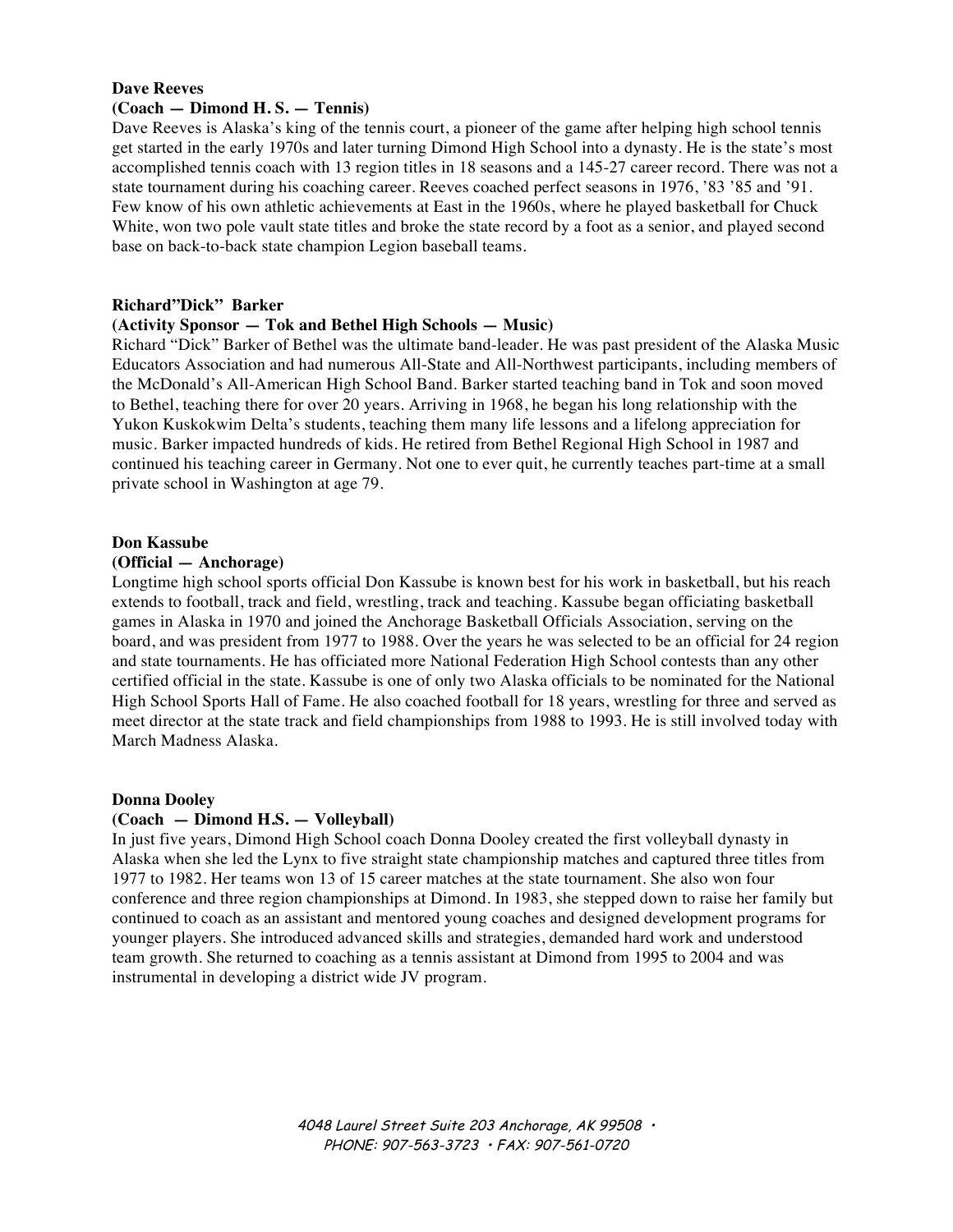**Dave Reeves**
**(Coach — Dimond H. S. — Tennis)**
Dave Reeves is Alaska's king of the tennis court, a pioneer of the game after helping high school tennis get started in the early 1970s and later turning Dimond High School into a dynasty. He is the state's most accomplished tennis coach with 13 region titles in 18 seasons and a 145-27 career record. There was not a state tournament during his coaching career. Reeves coached perfect seasons in 1976, '83 '85 and '91. Few know of his own athletic achievements at East in the 1960s, where he played basketball for Chuck White, won two pole vault state titles and broke the state record by a foot as a senior, and played second base on back-to-back state champion Legion baseball teams.

**Richard"Dick" Barker**
**(Activity Sponsor — Tok and Bethel High Schools — Music)**
Richard "Dick" Barker of Bethel was the ultimate band-leader. He was past president of the Alaska Music Educators Association and had numerous All-State and All-Northwest participants, including members of the McDonald's All-American High School Band. Barker started teaching band in Tok and soon moved to Bethel, teaching there for over 20 years. Arriving in 1968, he began his long relationship with the Yukon Kuskokwim Delta's students, teaching them many life lessons and a lifelong appreciation for music. Barker impacted hundreds of kids. He retired from Bethel Regional High School in 1987 and continued his teaching career in Germany. Not one to ever quit, he currently teaches part-time at a small private school in Washington at age 79.

**Don Kassube**
**(Official — Anchorage)**
Longtime high school sports official Don Kassube is known best for his work in basketball, but his reach extends to football, track and field, wrestling, track and teaching. Kassube began officiating basketball games in Alaska in 1970 and joined the Anchorage Basketball Officials Association, serving on the board, and was president from 1977 to 1988. Over the years he was selected to be an official for 24 region and state tournaments. He has officiated more National Federation High School contests than any other certified official in the state. Kassube is one of only two Alaska officials to be nominated for the National High School Sports Hall of Fame. He also coached football for 18 years, wrestling for three and served as meet director at the state track and field championships from 1988 to 1993. He is still involved today with March Madness Alaska.

**Donna Dooley**
**(Coach — Dimond H.S. — Volleyball)**
In just five years, Dimond High School coach Donna Dooley created the first volleyball dynasty in Alaska when she led the Lynx to five straight state championship matches and captured three titles from 1977 to 1982. Her teams won 13 of 15 career matches at the state tournament. She also won four conference and three region championships at Dimond. In 1983, she stepped down to raise her family but continued to coach as an assistant and mentored young coaches and designed development programs for younger players. She introduced advanced skills and strategies, demanded hard work and understood team growth. She returned to coaching as a tennis assistant at Dimond from 1995 to 2004 and was instrumental in developing a district wide JV program.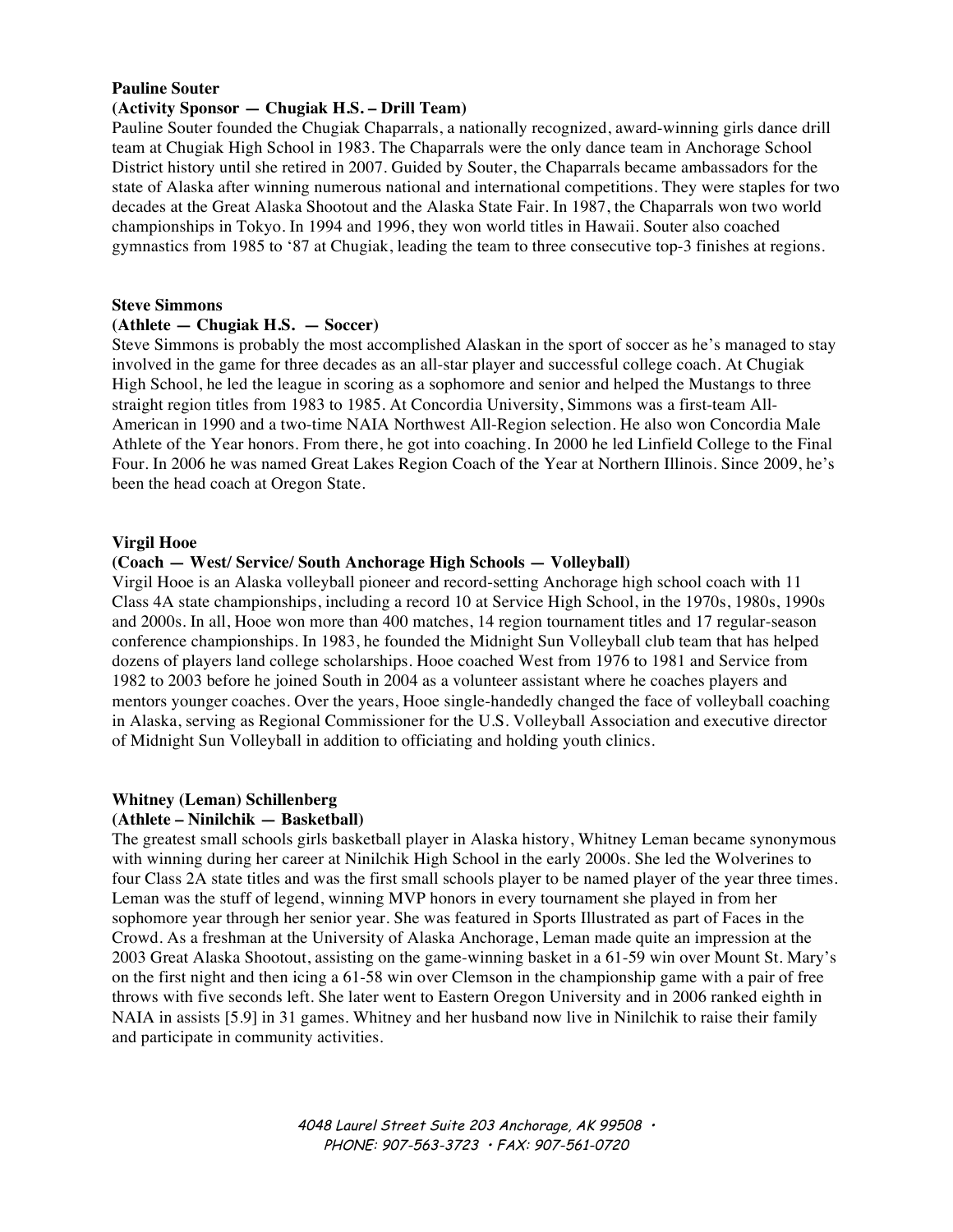**Pauline Souter**
**(Activity Sponsor — Chugiak H.S. – Drill Team)**

Pauline Souter founded the Chugiak Chaparrals, a nationally recognized, award-winning girls dance drill team at Chugiak High School in 1983. The Chaparrals were the only dance team in Anchorage School District history until she retired in 2007. Guided by Souter, the Chaparrals became ambassadors for the state of Alaska after winning numerous national and international competitions. They were staples for two decades at the Great Alaska Shootout and the Alaska State Fair. In 1987, the Chaparrals won two world championships in Tokyo. In 1994 and 1996, they won world titles in Hawaii. Souter also coached gymnastics from 1985 to '87 at Chugiak, leading the team to three consecutive top-3 finishes at regions.

**Steve Simmons**
**(Athlete — Chugiak H.S. — Soccer)**

Steve Simmons is probably the most accomplished Alaskan in the sport of soccer as he's managed to stay involved in the game for three decades as an all-star player and successful college coach. At Chugiak High School, he led the league in scoring as a sophomore and senior and helped the Mustangs to three straight region titles from 1983 to 1985. At Concordia University, Simmons was a first-team All-American in 1990 and a two-time NAIA Northwest All-Region selection. He also won Concordia Male Athlete of the Year honors. From there, he got into coaching. In 2000 he led Linfield College to the Final Four. In 2006 he was named Great Lakes Region Coach of the Year at Northern Illinois. Since 2009, he's been the head coach at Oregon State.

**Virgil Hooe**
**(Coach — West/ Service/ South Anchorage High Schools — Volleyball)**

Virgil Hooe is an Alaska volleyball pioneer and record-setting Anchorage high school coach with 11 Class 4A state championships, including a record 10 at Service High School, in the 1970s, 1980s, 1990s and 2000s. In all, Hooe won more than 400 matches, 14 region tournament titles and 17 regular-season conference championships. In 1983, he founded the Midnight Sun Volleyball club team that has helped dozens of players land college scholarships. Hooe coached West from 1976 to 1981 and Service from 1982 to 2003 before he joined South in 2004 as a volunteer assistant where he coaches players and mentors younger coaches. Over the years, Hooe single-handedly changed the face of volleyball coaching in Alaska, serving as Regional Commissioner for the U.S. Volleyball Association and executive director of Midnight Sun Volleyball in addition to officiating and holding youth clinics.

**Whitney (Leman) Schillenberg**
**(Athlete – Ninilchik — Basketball)**

The greatest small schools girls basketball player in Alaska history, Whitney Leman became synonymous with winning during her career at Ninilchik High School in the early 2000s. She led the Wolverines to four Class 2A state titles and was the first small schools player to be named player of the year three times. Leman was the stuff of legend, winning MVP honors in every tournament she played in from her sophomore year through her senior year. She was featured in Sports Illustrated as part of Faces in the Crowd. As a freshman at the University of Alaska Anchorage, Leman made quite an impression at the 2003 Great Alaska Shootout, assisting on the game-winning basket in a 61-59 win over Mount St. Mary's on the first night and then icing a 61-58 win over Clemson in the championship game with a pair of free throws with five seconds left. She later went to Eastern Oregon University and in 2006 ranked eighth in NAIA in assists [5.9] in 31 games. Whitney and her husband now live in Ninilchik to raise their family and participate in community activities.

4048 Laurel Street Suite 203 Anchorage, AK 99508 •
PHONE: 907-563-3723 • FAX: 907-561-0720